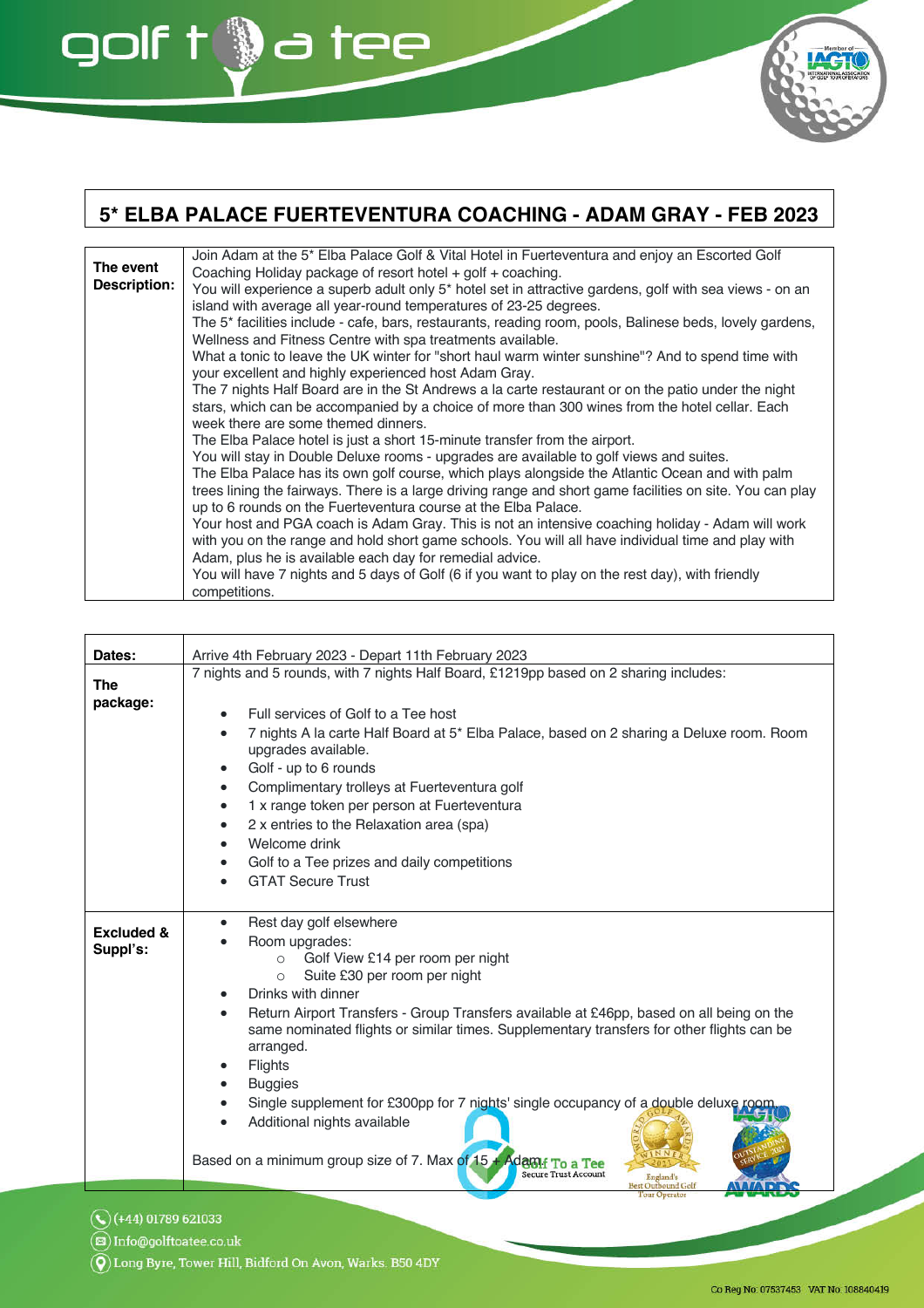# 5* ELBA PALACE FUERTEVENTURA COACHING - ADAM GRAY - FEB 2023

| | |
|---|---|
| **The event Description:** | Join Adam at the 5* Elba Palace Golf & Vital Hotel in Fuerteventura and enjoy an Escorted Golf Coaching Holiday package of resort hotel + golf + coaching.<br>You will experience a superb adult only 5* hotel set in attractive gardens, golf with sea views - on an island with average all year-round temperatures of 23-25 degrees.<br>The 5* facilities include - cafe, bars, restaurants, reading room, pools, Balinese beds, lovely gardens, Wellness and Fitness Centre with spa treatments available.<br>What a tonic to leave the UK winter for "short haul warm winter sunshine"? And to spend time with your excellent and highly experienced host Adam Gray.<br>The 7 nights Half Board are in the St Andrews a la carte restaurant or on the patio under the night stars, which can be accompanied by a choice of more than 300 wines from the hotel cellar. Each week there are some themed dinners.<br>The Elba Palace hotel is just a short 15-minute transfer from the airport.<br>You will stay in Double Deluxe rooms - upgrades are available to golf views and suites.<br>The Elba Palace has its own golf course, which plays alongside the Atlantic Ocean and with palm trees lining the fairways. There is a large driving range and short game facilities on site. You can play up to 6 rounds on the Fuerteventura course at the Elba Palace.<br>Your host and PGA coach is Adam Gray. This is not an intensive coaching holiday - Adam will work with you on the range and hold short game schools. You will all have individual time and play with Adam, plus he is available each day for remedial advice.<br>You will have 7 nights and 5 days of Golf (6 if you want to play on the rest day), with friendly competitions. |

| | |
|---|---|
| **Dates:** | Arrive 4th February 2023 - Depart 11th February 2023 |
| **The package:** | 7 nights and 5 rounds, with 7 nights Half Board, £1219pp based on 2 sharing includes:<br>• Full services of Golf to a Tee host<br>• 7 nights A la carte Half Board at 5* Elba Palace, based on 2 sharing a Deluxe room. Room upgrades available.<br>• Golf - up to 6 rounds<br>• Complimentary trolleys at Fuerteventura golf<br>• 1 x range token per person at Fuerteventura<br>• 2 x entries to the Relaxation area (spa)<br>• Welcome drink<br>• Golf to a Tee prizes and daily competitions<br>• GTAT Secure Trust |
| **Excluded & Suppl's:** | • Rest day golf elsewhere<br>• Room upgrades:<br>  ○ Golf View £14 per room per night<br>  ○ Suite £30 per room per night<br>• Drinks with dinner<br>• Return Airport Transfers - Group Transfers available at £46pp, based on all being on the same nominated flights or similar times. Supplementary transfers for other flights can be arranged.<br>• Flights<br>• Buggies<br>• Single supplement for £300pp for 7 nights' single occupancy of a double deluxe room.<br>• Additional nights available<br><br>Based on a minimum group size of 7. Max of 15 + Adam |

(+44) 01789 621033
Info@golftoatee.co.uk
Long Byre, Tower Hill, Bidford On Avon, Warks. B50 4DY

Co Reg No: 07537453 VAT No: 108840419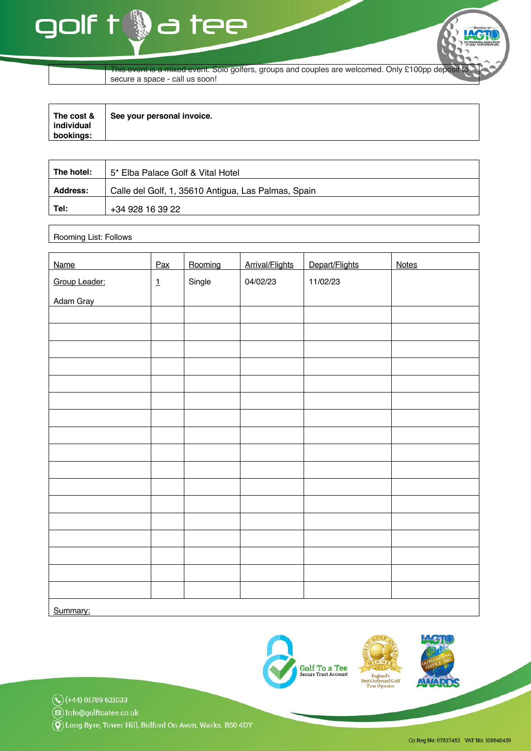| | This event is a mixed event. Solo golfers, groups and couples are welcomed. Only £100pp deposit to secure a space - call us soon! |
|---|---|

| **The cost & individual bookings:** | **See your personal invoice.** |
|---|---|

| **The hotel:** | 5* Elba Palace Golf & Vital Hotel |
|---|---|
| **Address:** | Calle del Golf, 1, 35610 Antigua, Las Palmas, Spain |
| **Tel:** | +34 928 16 39 22 |

Rooming List: Follows

| Name | Pax | Rooming | Arrival/Flights | Depart/Flights | Notes |
|---|---|---|---|---|---|
| Group Leader: Adam Gray | 1 | Single | 04/02/23 | 11/02/23 | |
| | | | | | |
| | | | | | |
| | | | | | |
| | | | | | |
| | | | | | |
| | | | | | |
| | | | | | |
| | | | | | |
| | | | | | |
| | | | | | |
| | | | | | |
| | | | | | |
| | | | | | |
| | | | | | |
| | | | | | |
| | | | | | |
| | | | | | |
| Summary: | | | | | |

Golf To a Tee Secure Trust Account

(+44) 01789 621033
Info@golftoatee.co.uk
Long Byre, Tower Hill, Bidford On Avon, Warks. B50 4DY

Co Reg No: 07537453 VAT No: 108840419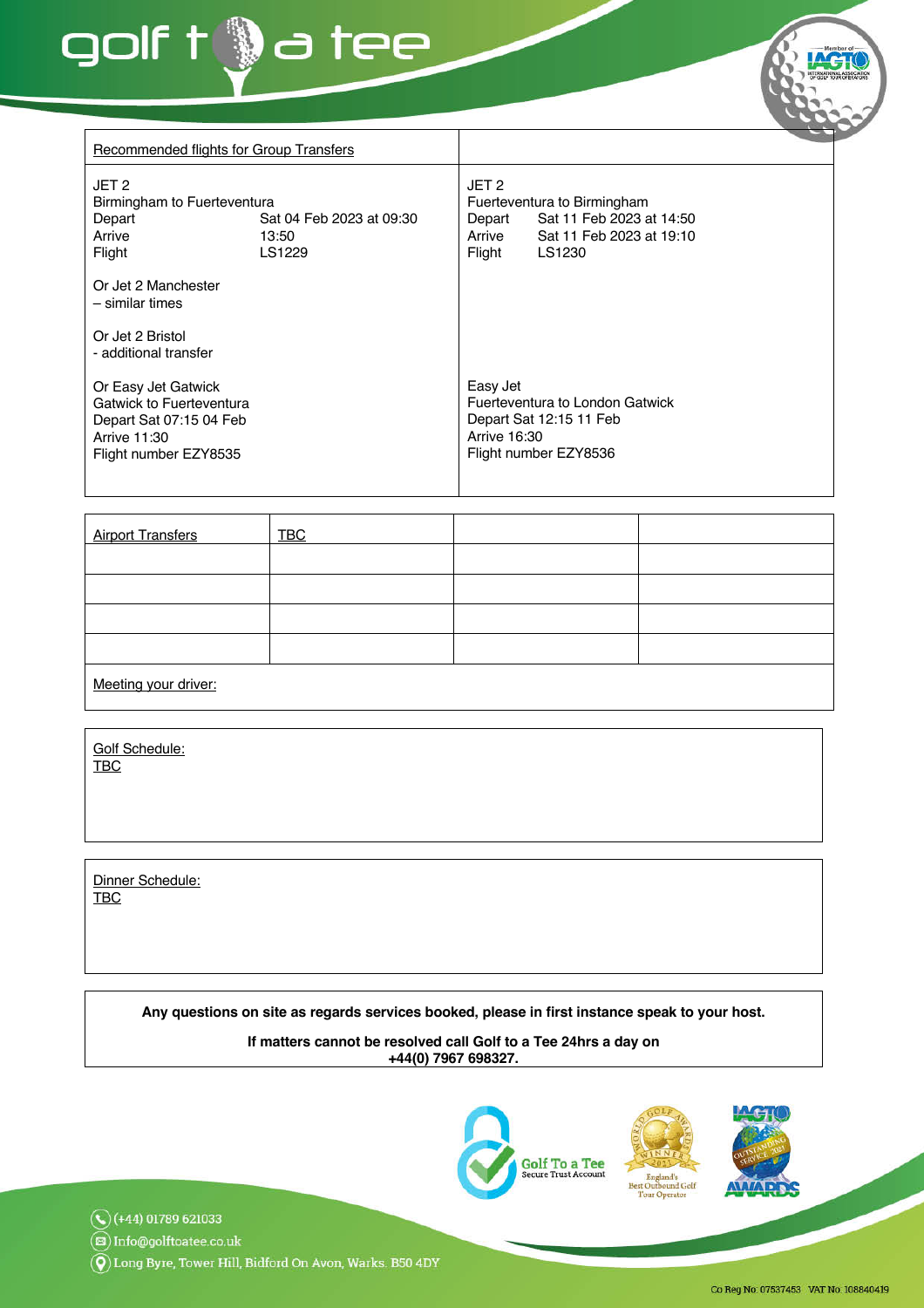| Recommended flights for Group Transfers | |
|---|---|
| JET 2<br>Birmingham to Fuerteventura<br>Depart Sat 04 Feb 2023 at 09:30<br>Arrive 13:50<br>Flight LS1229<br><br>Or Jet 2 Manchester<br>– similar times<br><br>Or Jet 2 Bristol<br>- additional transfer<br><br>Or Easy Jet Gatwick<br>Gatwick to Fuerteventura<br>Depart Sat 07:15 04 Feb<br>Arrive 11:30<br>Flight number EZY8535 | JET 2<br>Fuerteventura to Birmingham<br>Depart Sat 11 Feb 2023 at 14:50<br>Arrive Sat 11 Feb 2023 at 19:10<br>Flight LS1230<br><br>Easy Jet<br>Fuerteventura to London Gatwick<br>Depart Sat 12:15 11 Feb<br>Arrive 16:30<br>Flight number EZY8536 |

| Airport Transfers | TBC | | |
|---|---|---|---|
| | | | |
| | | | |
| | | | |
| | | | |
| Meeting your driver: | | | |

Golf Schedule:
TBC

Dinner Schedule:
TBC

**Any questions on site as regards services booked, please in first instance speak to your host.**

**If matters cannot be resolved call Golf to a Tee 24hrs a day on +44(0) 7967 698327.**

(+44) 01789 621033
Info@golftoatee.co.uk
Long Byre, Tower Hill, Bidford On Avon, Warks. B50 4DY

Co Reg No: 07537453 VAT No: 108840419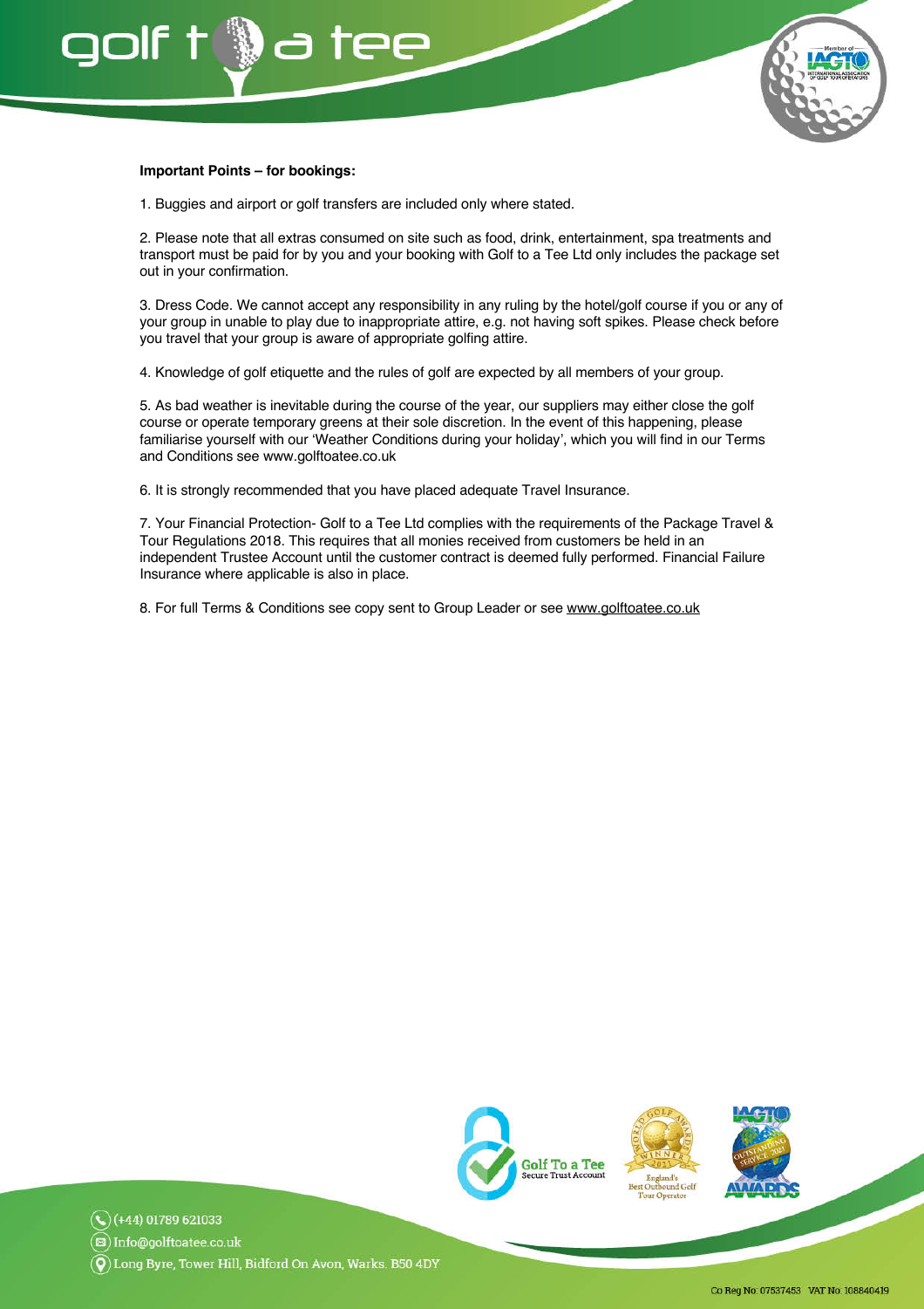**Important Points – for bookings:**

1. Buggies and airport or golf transfers are included only where stated.

2. Please note that all extras consumed on site such as food, drink, entertainment, spa treatments and transport must be paid for by you and your booking with Golf to a Tee Ltd only includes the package set out in your confirmation.

3. Dress Code. We cannot accept any responsibility in any ruling by the hotel/golf course if you or any of your group in unable to play due to inappropriate attire, e.g. not having soft spikes. Please check before you travel that your group is aware of appropriate golfing attire.

4. Knowledge of golf etiquette and the rules of golf are expected by all members of your group.

5. As bad weather is inevitable during the course of the year, our suppliers may either close the golf course or operate temporary greens at their sole discretion. In the event of this happening, please familiarise yourself with our 'Weather Conditions during your holiday', which you will find in our Terms and Conditions see www.golftoatee.co.uk

6. It is strongly recommended that you have placed adequate Travel Insurance.

7. Your Financial Protection- Golf to a Tee Ltd complies with the requirements of the Package Travel & Tour Regulations 2018. This requires that all monies received from customers be held in an independent Trustee Account until the customer contract is deemed fully performed. Financial Failure Insurance where applicable is also in place.

8. For full Terms & Conditions see copy sent to Group Leader or see www.golftoatee.co.uk

Golf To a Tee Secure Trust Account

(+44) 01789 621033

Info@golftoatee.co.uk

Long Byre, Tower Hill, Bidford On Avon, Warks. B50 4DY

Co Reg No: 07537453 VAT No: 108840419